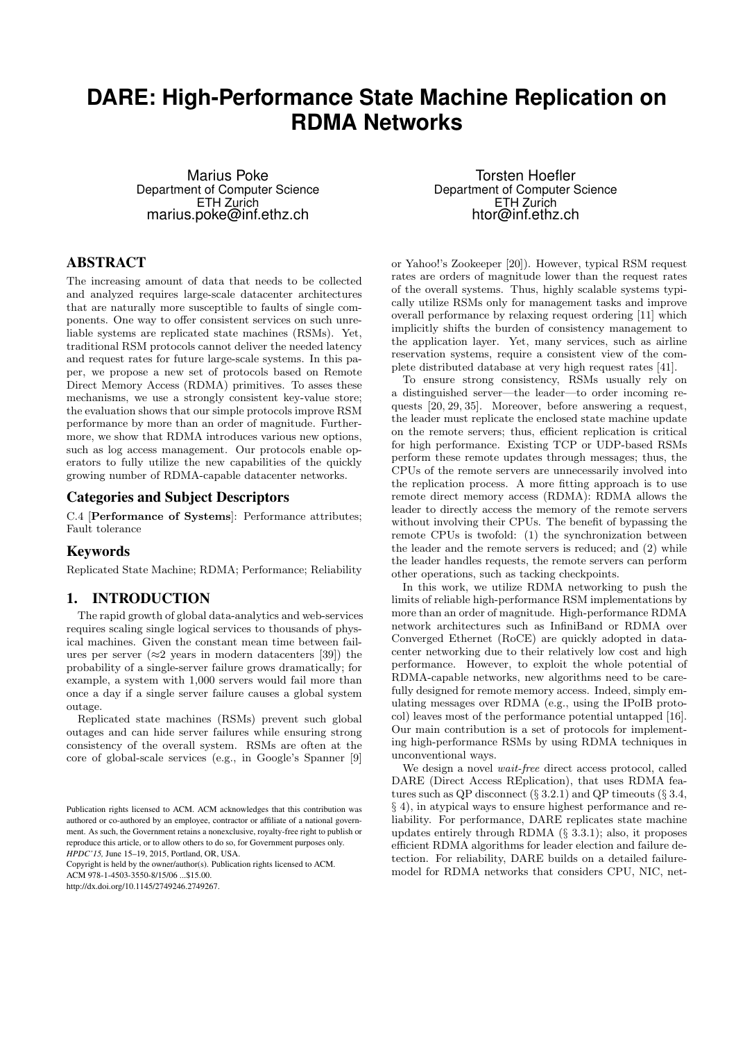# DARE: High-Performance State Machine Replication on RDMA Networks

Marius Poke
Department of Computer Science
ETH Zurich
marius.poke@inf.ethz.ch

Torsten Hoefler
Department of Computer Science
ETH Zurich
htor@inf.ethz.ch

## ABSTRACT

The increasing amount of data that needs to be collected and analyzed requires large-scale datacenter architectures that are naturally more susceptible to faults of single components. One way to offer consistent services on such unreliable systems are replicated state machines (RSMs). Yet, traditional RSM protocols cannot deliver the needed latency and request rates for future large-scale systems. In this paper, we propose a new set of protocols based on Remote Direct Memory Access (RDMA) primitives. To asses these mechanisms, we use a strongly consistent key-value store; the evaluation shows that our simple protocols improve RSM performance by more than an order of magnitude. Furthermore, we show that RDMA introduces various new options, such as log access management. Our protocols enable operators to fully utilize the new capabilities of the quickly growing number of RDMA-capable datacenter networks.

## Categories and Subject Descriptors

C.4 [**Performance of Systems**]: Performance attributes; Fault tolerance

## Keywords

Replicated State Machine; RDMA; Performance; Reliability

## 1. INTRODUCTION

The rapid growth of global data-analytics and web-services requires scaling single logical services to thousands of physical machines. Given the constant mean time between failures per server ($\approx$2 years in modern datacenters [39]) the probability of a single-server failure grows dramatically; for example, a system with 1,000 servers would fail more than once a day if a single server failure causes a global system outage.

Replicated state machines (RSMs) prevent such global outages and can hide server failures while ensuring strong consistency of the overall system. RSMs are often at the core of global-scale services (e.g., in Google's Spanner [9] or Yahoo!'s Zookeeper [20]). However, typical RSM request rates are orders of magnitude lower than the request rates of the overall systems. Thus, highly scalable systems typically utilize RSMs only for management tasks and improve overall performance by relaxing request ordering [11] which implicitly shifts the burden of consistency management to the application layer. Yet, many services, such as airline reservation systems, require a consistent view of the complete distributed database at very high request rates [41].

To ensure strong consistency, RSMs usually rely on a distinguished server—the leader—to order incoming requests [20, 29, 35]. Moreover, before answering a request, the leader must replicate the enclosed state machine update on the remote servers; thus, efficient replication is critical for high performance. Existing TCP or UDP-based RSMs perform these remote updates through messages; thus, the CPUs of the remote servers are unnecessarily involved into the replication process. A more fitting approach is to use remote direct memory access (RDMA): RDMA allows the leader to directly access the memory of the remote servers without involving their CPUs. The benefit of bypassing the remote CPUs is twofold: (1) the synchronization between the leader and the remote servers is reduced; and (2) while the leader handles requests, the remote servers can perform other operations, such as tacking checkpoints.

In this work, we utilize RDMA networking to push the limits of reliable high-performance RSM implementations by more than an order of magnitude. High-performance RDMA network architectures such as InfiniBand or RDMA over Converged Ethernet (RoCE) are quickly adopted in datacenter networking due to their relatively low cost and high performance. However, to exploit the whole potential of RDMA-capable networks, new algorithms need to be carefully designed for remote memory access. Indeed, simply emulating messages over RDMA (e.g., using the IPoIB protocol) leaves most of the performance potential untapped [16]. Our main contribution is a set of protocols for implementing high-performance RSMs by using RDMA techniques in unconventional ways.

We design a novel *wait-free* direct access protocol, called DARE (Direct Access REplication), that uses RDMA features such as QP disconnect (§ 3.2.1) and QP timeouts (§ 3.4, § 4), in atypical ways to ensure highest performance and reliability. For performance, DARE replicates state machine updates entirely through RDMA (§ 3.3.1); also, it proposes efficient RDMA algorithms for leader election and failure detection. For reliability, DARE builds on a detailed failure-model for RDMA networks that considers CPU, NIC, net-

Publication rights licensed to ACM. ACM acknowledges that this contribution was authored or co-authored by an employee, contractor or affiliate of a national government. As such, the Government retains a nonexclusive, royalty-free right to publish or reproduce this article, or to allow others to do so, for Government purposes only.
*HPDC'15*, June 15–19, 2015, Portland, OR, USA.
Copyright is held by the owner/author(s). Publication rights licensed to ACM.
ACM 978-1-4503-3550-8/15/06 ...$15.00.
http://dx.doi.org/10.1145/2749246.2749267.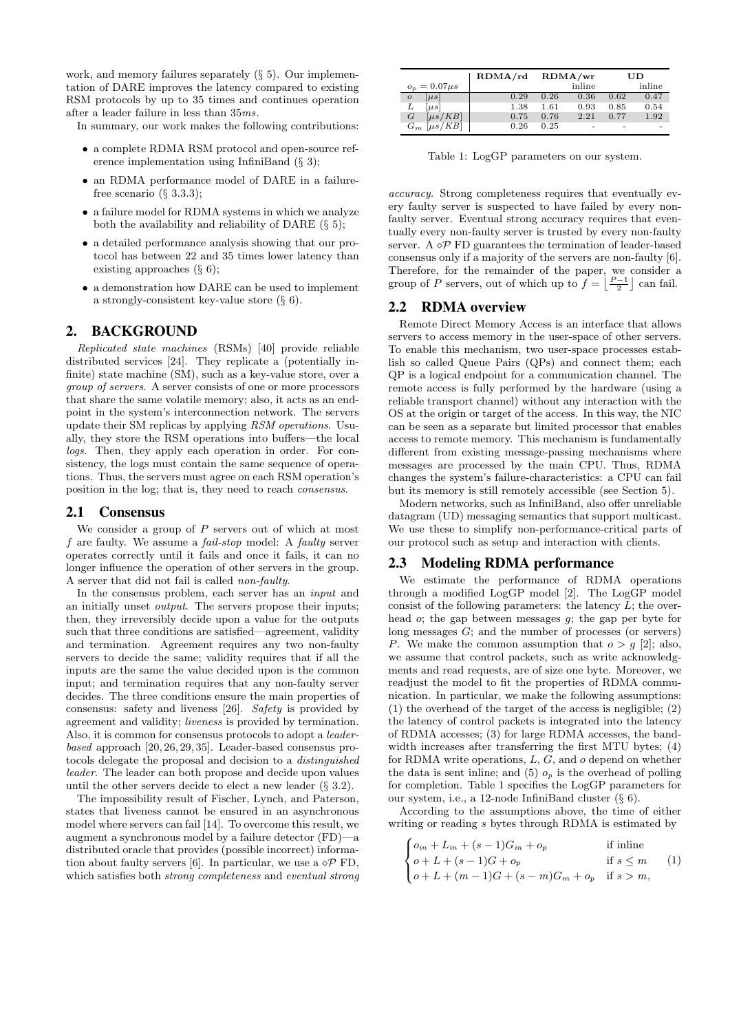work, and memory failures separately (§ 5). Our implementation of DARE improves the latency compared to existing RSM protocols by up to 35 times and continues operation after a leader failure in less than $35ms$.

In summary, our work makes the following contributions:

- a complete RDMA RSM protocol and open-source reference implementation using InfiniBand (§ 3);
- an RDMA performance model of DARE in a failure-free scenario (§ 3.3.3);
- a failure model for RDMA systems in which we analyze both the availability and reliability of DARE (§ 5);
- a detailed performance analysis showing that our protocol has between 22 and 35 times lower latency than existing approaches (§ 6);
- a demonstration how DARE can be used to implement a strongly-consistent key-value store (§ 6).

## 2. BACKGROUND

*Replicated state machines* (RSMs) [40] provide reliable distributed services [24]. They replicate a (potentially infinite) state machine (SM), such as a key-value store, over a *group of servers*. A server consists of one or more processors that share the same volatile memory; also, it acts as an endpoint in the system's interconnection network. The servers update their SM replicas by applying *RSM operations*. Usually, they store the RSM operations into buffers—the local *logs*. Then, they apply each operation in order. For consistency, the logs must contain the same sequence of operations. Thus, the servers must agree on each RSM operation's position in the log; that is, they need to reach *consensus*.

### 2.1 Consensus

We consider a group of $P$ servers out of which at most $f$ are faulty. We assume a *fail-stop* model: A *faulty* server operates correctly until it fails and once it fails, it can no longer influence the operation of other servers in the group. A server that did not fail is called *non-faulty*.

In the consensus problem, each server has an *input* and an initially unset *output*. The servers propose their inputs; then, they irreversibly decide upon a value for the outputs such that three conditions are satisfied—agreement, validity and termination. Agreement requires any two non-faulty servers to decide the same; validity requires that if all the inputs are the same the value decided upon is the common input; and termination requires that any non-faulty server decides. The three conditions ensure the main properties of consensus: safety and liveness [26]. *Safety* is provided by agreement and validity; *liveness* is provided by termination. Also, it is common for consensus protocols to adopt a *leader-based* approach [20, 26, 29, 35]. Leader-based consensus protocols delegate the proposal and decision to a *distinguished leader*. The leader can both propose and decide upon values until the other servers decide to elect a new leader (§ 3.2).

The impossibility result of Fischer, Lynch, and Paterson, states that liveness cannot be ensured in an asynchronous model where servers can fail [14]. To overcome this result, we augment a synchronous model by a failure detector (FD)—a distributed oracle that provides (possible incorrect) information about faulty servers [6]. In particular, we use a $\diamond\mathcal{P}$ FD, which satisfies both *strong completeness* and *eventual strong accuracy*. Strong completeness requires that eventually every faulty server is suspected to have failed by every non-faulty server. Eventual strong accuracy requires that eventually every non-faulty server is trusted by every non-faulty server. A $\diamond\mathcal{P}$ FD guarantees the termination of leader-based consensus only if a majority of the servers are non-faulty [6]. Therefore, for the remainder of the paper, we consider a group of $P$ servers, out of which up to $f = \left\lfloor \frac{P-1}{2} \right\rfloor$ can fail.

| $o_p = 0.07\mu s$ | | RDMA/rd | RDMA/wr | | UD | |
|---|---|---|---|---|---|---|
| | | | | inline | | inline |
| $o$ | $[\mu s]$ | 0.29 | 0.26 | 0.36 | 0.62 | 0.47 |
| $L$ | $[\mu s]$ | 1.38 | 1.61 | 0.93 | 0.85 | 0.54 |
| $G$ | $[\mu s/KB]$ | 0.75 | 0.76 | 2.21 | 0.77 | 1.92 |
| $G_m$ | $[\mu s/KB]$ | 0.26 | 0.25 | - | - | - |

Table 1: LogGP parameters on our system.

### 2.2 RDMA overview

Remote Direct Memory Access is an interface that allows servers to access memory in the user-space of other servers. To enable this mechanism, two user-space processes establish so called Queue Pairs (QPs) and connect them; each QP is a logical endpoint for a communication channel. The remote access is fully performed by the hardware (using a reliable transport channel) without any interaction with the OS at the origin or target of the access. In this way, the NIC can be seen as a separate but limited processor that enables access to remote memory. This mechanism is fundamentally different from existing message-passing mechanisms where messages are processed by the main CPU. Thus, RDMA changes the system's failure-characteristics: a CPU can fail but its memory is still remotely accessible (see Section 5).

Modern networks, such as InfiniBand, also offer unreliable datagram (UD) messaging semantics that support multicast. We use these to simplify non-performance-critical parts of our protocol such as setup and interaction with clients.

### 2.3 Modeling RDMA performance

We estimate the performance of RDMA operations through a modified LogGP model [2]. The LogGP model consist of the following parameters: the latency $L$; the overhead $o$; the gap between messages $g$; the gap per byte for long messages $G$; and the number of processes (or servers) $P$. We make the common assumption that $o > g$ [2]; also, we assume that control packets, such as write acknowledgments and read requests, are of size one byte. Moreover, we readjust the model to fit the properties of RDMA communication. In particular, we make the following assumptions: (1) the overhead of the target of the access is negligible; (2) the latency of control packets is integrated into the latency of RDMA accesses; (3) for large RDMA accesses, the bandwidth increases after transferring the first MTU bytes; (4) for RDMA write operations, $L$, $G$, and $o$ depend on whether the data is sent inline; and (5) $o_p$ is the overhead of polling for completion. Table 1 specifies the LogGP parameters for our system, i.e., a 12-node InfiniBand cluster (§ 6).

According to the assumptions above, the time of either writing or reading $s$ bytes through RDMA is estimated by

$$
\begin{cases}
o_{in} + L_{in} + (s-1)G_{in} + o_p & \text{if inline} \\
o + L + (s-1)G + o_p & \text{if } s \leq m \\
o + L + (m-1)G + (s-m)G_m + o_p & \text{if } s > m,
\end{cases}
\quad (1)
$$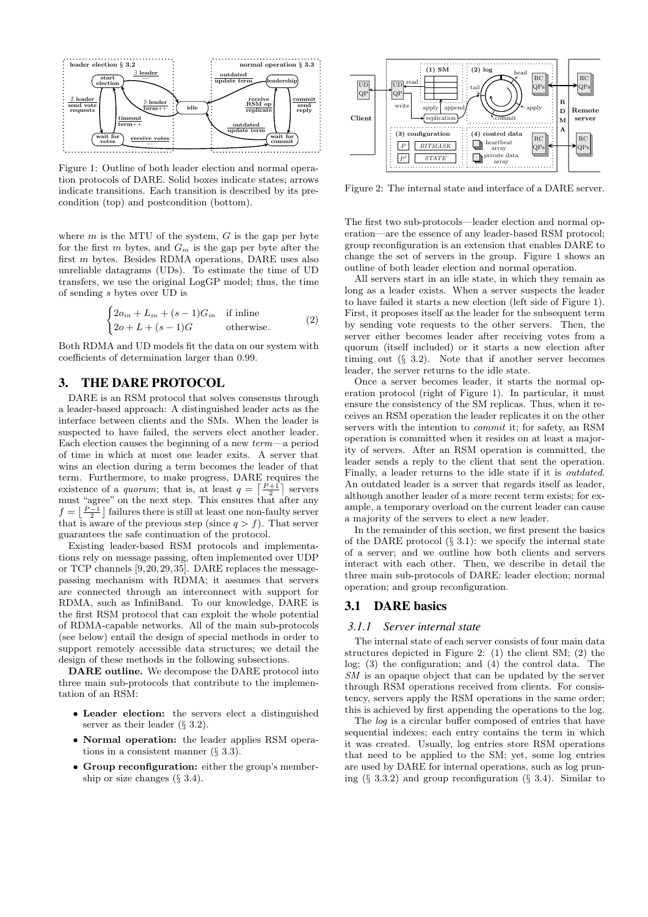Figure 1: Outline of both leader election and normal operation protocols of DARE. Solid boxes indicate states; arrows indicate transitions. Each transition is described by its precondition (top) and postcondition (bottom).

Figure 2: The internal state and interface of a DARE server.

where $m$ is the MTU of the system, $G$ is the gap per byte for the first $m$ bytes, and $G_m$ is the gap per byte after the first $m$ bytes. Besides RDMA operations, DARE uses also unreliable datagrams (UDs). To estimate the time of UD transfers, we use the original LogGP model; thus, the time of sending $s$ bytes over UD is

$$\begin{cases} 2o_{in} + L_{in} + (s-1)G_{in} & \text{if inline} \\ 2o + L + (s-1)G & \text{otherwise.} \end{cases} \quad (2)$$

Both RDMA and UD models fit the data on our system with coefficients of determination larger than 0.99.

## 3. THE DARE PROTOCOL

DARE is an RSM protocol that solves consensus through a leader-based approach: A distinguished leader acts as the interface between clients and the SMs. When the leader is suspected to have failed, the servers elect another leader. Each election causes the beginning of a new *term*—a period of time in which at most one leader exits. A server that wins an election during a term becomes the leader of that term. Furthermore, to make progress, DARE requires the existence of a *quorum*; that is, at least $q = \left\lceil \frac{P+1}{2} \right\rceil$ servers must "agree" on the next step. This ensures that after any $f = \left\lfloor \frac{P-1}{2} \right\rfloor$ failures there is still at least one non-faulty server that is aware of the previous step (since $q > f$). That server guarantees the safe continuation of the protocol.

Existing leader-based RSM protocols and implementations rely on message passing, often implemented over UDP or TCP channels [9,20,29,35]. DARE replaces the message-passing mechanism with RDMA; it assumes that servers are connected through an interconnect with support for RDMA, such as InfiniBand. To our knowledge, DARE is the first RSM protocol that can exploit the whole potential of RDMA-capable networks. All of the main sub-protocols (see below) entail the design of special methods in order to support remotely accessible data structures; we detail the design of these methods in the following subsections.

**DARE outline.** We decompose the DARE protocol into three main sub-protocols that contribute to the implementation of an RSM:

- **Leader election:** the servers elect a distinguished server as their leader (§ 3.2).
- **Normal operation:** the leader applies RSM operations in a consistent manner (§ 3.3).
- **Group reconfiguration:** either the group's membership or size changes (§ 3.4).

The first two sub-protocols—leader election and normal operation—are the essence of any leader-based RSM protocol; group reconfiguration is an extension that enables DARE to change the set of servers in the group. Figure 1 shows an outline of both leader election and normal operation.

All servers start in an idle state, in which they remain as long as a leader exists. When a server suspects the leader to have failed it starts a new election (left side of Figure 1). First, it proposes itself as the leader for the subsequent term by sending vote requests to the other servers. Then, the server either becomes leader after receiving votes from a quorum (itself included) or it starts a new election after timing out (§ 3.2). Note that if another server becomes leader, the server returns to the idle state.

Once a server becomes leader, it starts the normal operation protocol (right of Figure 1). In particular, it must ensure the consistency of the SM replicas. Thus, when it receives an RSM operation the leader replicates it on the other servers with the intention to *commit* it; for safety, an RSM operation is committed when it resides on at least a majority of servers. After an RSM operation is committed, the leader sends a reply to the client that sent the operation. Finally, a leader returns to the idle state if it is *outdated*. An outdated leader is a server that regards itself as leader, although another leader of a more recent term exists; for example, a temporary overload on the current leader can cause a majority of the servers to elect a new leader.

In the remainder of this section, we first present the basics of the DARE protocol (§ 3.1): we specify the internal state of a server; and we outline how both clients and servers interact with each other. Then, we describe in detail the three main sub-protocols of DARE: leader election; normal operation; and group reconfiguration.

### 3.1 DARE basics

#### 3.1.1 *Server internal state*

The internal state of each server consists of four main data structures depicted in Figure 2: (1) the client SM; (2) the log; (3) the configuration; and (4) the control data. The *SM* is an opaque object that can be updated by the server through RSM operations received from clients. For consistency, servers apply the RSM operations in the same order; this is achieved by first appending the operations to the log.

The *log* is a circular buffer composed of entries that have sequential indexes; each entry contains the term in which it was created. Usually, log entries store RSM operations that need to be applied to the SM; yet, some log entries are used by DARE for internal operations, such as log pruning (§ 3.3.2) and group reconfiguration (§ 3.4). Similar to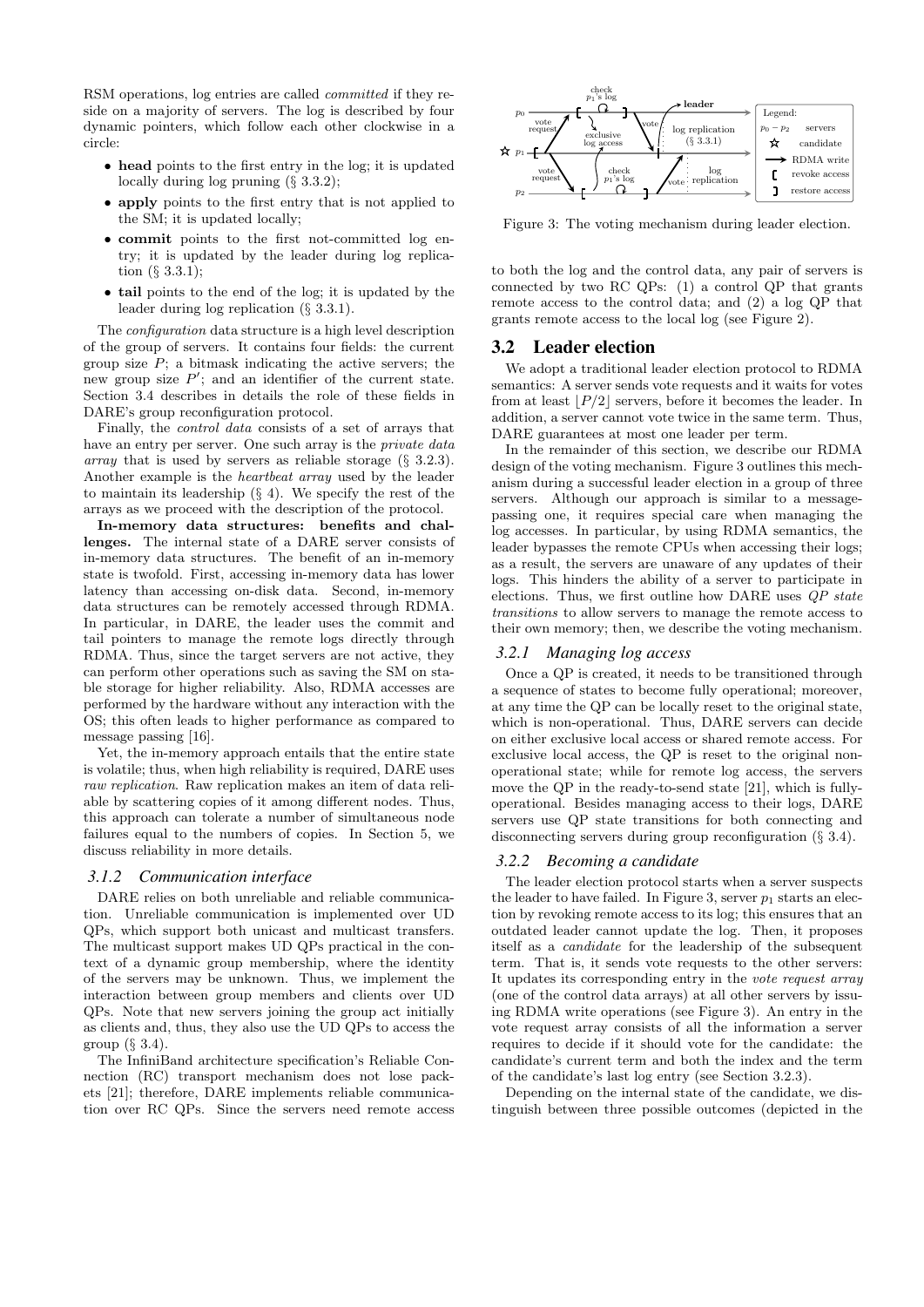RSM operations, log entries are called *committed* if they reside on a majority of servers. The log is described by four dynamic pointers, which follow each other clockwise in a circle:

- **head** points to the first entry in the log; it is updated locally during log pruning (§ 3.3.2);
- **apply** points to the first entry that is not applied to the SM; it is updated locally;
- **commit** points to the first not-committed log entry; it is updated by the leader during log replication (§ 3.3.1);
- **tail** points to the end of the log; it is updated by the leader during log replication (§ 3.3.1).

The *configuration* data structure is a high level description of the group of servers. It contains four fields: the current group size $P$; a bitmask indicating the active servers; the new group size $P'$; and an identifier of the current state. Section 3.4 describes in details the role of these fields in DARE's group reconfiguration protocol.

Finally, the *control data* consists of a set of arrays that have an entry per server. One such array is the *private data array* that is used by servers as reliable storage (§ 3.2.3). Another example is the *heartbeat array* used by the leader to maintain its leadership (§ 4). We specify the rest of the arrays as we proceed with the description of the protocol.

**In-memory data structures: benefits and challenges.** The internal state of a DARE server consists of in-memory data structures. The benefit of an in-memory state is twofold. First, accessing in-memory data has lower latency than accessing on-disk data. Second, in-memory data structures can be remotely accessed through RDMA. In particular, in DARE, the leader uses the commit and tail pointers to manage the remote logs directly through RDMA. Thus, since the target servers are not active, they can perform other operations such as saving the SM on stable storage for higher reliability. Also, RDMA accesses are performed by the hardware without any interaction with the OS; this often leads to higher performance as compared to message passing [16].

Yet, the in-memory approach entails that the entire state is volatile; thus, when high reliability is required, DARE uses *raw replication*. Raw replication makes an item of data reliable by scattering copies of it among different nodes. Thus, this approach can tolerate a number of simultaneous node failures equal to the numbers of copies. In Section 5, we discuss reliability in more details.

### 3.1.2 Communication interface

DARE relies on both unreliable and reliable communication. Unreliable communication is implemented over UD QPs, which support both unicast and multicast transfers. The multicast support makes UD QPs practical in the context of a dynamic group membership, where the identity of the servers may be unknown. Thus, we implement the interaction between group members and clients over UD QPs. Note that new servers joining the group act initially as clients and, thus, they also use the UD QPs to access the group (§ 3.4).

The InfiniBand architecture specification's Reliable Connection (RC) transport mechanism does not lose packets [21]; therefore, DARE implements reliable communication over RC QPs. Since the servers need remote access to both the log and the control data, any pair of servers is connected by two RC QPs: (1) a control QP that grants remote access to the control data; and (2) a log QP that grants remote access to the local log (see Figure 2).

Figure 3: The voting mechanism during leader election.

## 3.2 Leader election

We adopt a traditional leader election protocol to RDMA semantics: A server sends vote requests and it waits for votes from at least $\lfloor P/2 \rfloor$ servers, before it becomes the leader. In addition, a server cannot vote twice in the same term. Thus, DARE guarantees at most one leader per term.

In the remainder of this section, we describe our RDMA design of the voting mechanism. Figure 3 outlines this mechanism during a successful leader election in a group of three servers. Although our approach is similar to a message-passing one, it requires special care when managing the log accesses. In particular, by using RDMA semantics, the leader bypasses the remote CPUs when accessing their logs; as a result, the servers are unaware of any updates of their logs. This hinders the ability of a server to participate in elections. Thus, we first outline how DARE uses *QP state transitions* to allow servers to manage the remote access to their own memory; then, we describe the voting mechanism.

### 3.2.1 Managing log access

Once a QP is created, it needs to be transitioned through a sequence of states to become fully operational; moreover, at any time the QP can be locally reset to the original state, which is non-operational. Thus, DARE servers can decide on either exclusive local access or shared remote access. For exclusive local access, the QP is reset to the original non-operational state; while for remote log access, the servers move the QP in the ready-to-send state [21], which is fully-operational. Besides managing access to their logs, DARE servers use QP state transitions for both connecting and disconnecting servers during group reconfiguration (§ 3.4).

### 3.2.2 Becoming a candidate

The leader election protocol starts when a server suspects the leader to have failed. In Figure 3, server $p_1$ starts an election by revoking remote access to its log; this ensures that an outdated leader cannot update the log. Then, it proposes itself as a *candidate* for the leadership of the subsequent term. That is, it sends vote requests to the other servers: It updates its corresponding entry in the *vote request array* (one of the control data arrays) at all other servers by issuing RDMA write operations (see Figure 3). An entry in the vote request array consists of all the information a server requires to decide if it should vote for the candidate: the candidate's current term and both the index and the term of the candidate's last log entry (see Section 3.2.3).

Depending on the internal state of the candidate, we distinguish between three possible outcomes (depicted in the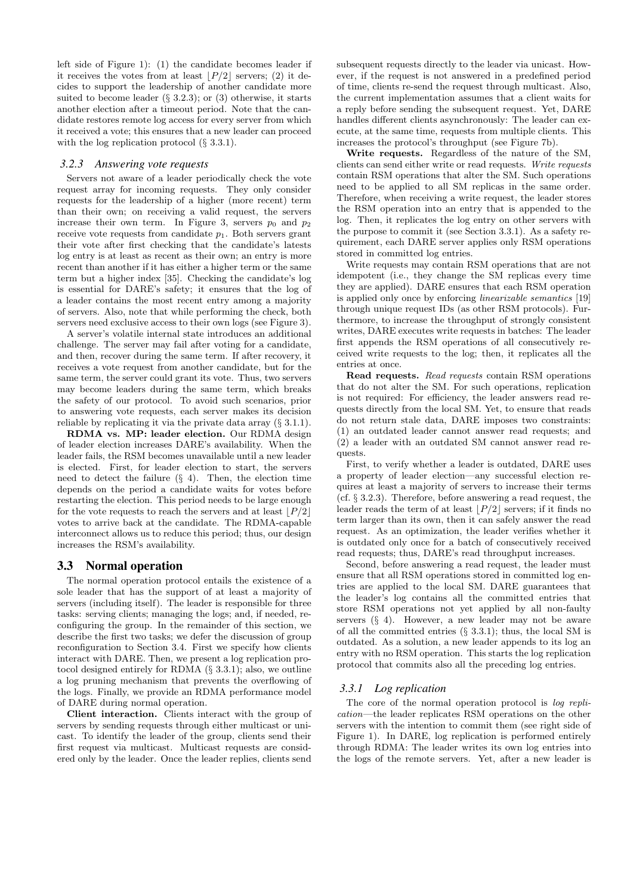left side of Figure 1): (1) the candidate becomes leader if it receives the votes from at least $\lfloor P/2 \rfloor$ servers; (2) it decides to support the leadership of another candidate more suited to become leader (§ 3.2.3); or (3) otherwise, it starts another election after a timeout period. Note that the candidate restores remote log access for every server from which it received a vote; this ensures that a new leader can proceed with the log replication protocol (§ 3.3.1).

### 3.2.3 Answering vote requests

Servers not aware of a leader periodically check the vote request array for incoming requests. They only consider requests for the leadership of a higher (more recent) term than their own; on receiving a valid request, the servers increase their own term. In Figure 3, servers $p_0$ and $p_2$ receive vote requests from candidate $p_1$. Both servers grant their vote after first checking that the candidate's latests log entry is at least as recent as their own; an entry is more recent than another if it has either a higher term or the same term but a higher index [35]. Checking the candidate's log is essential for DARE's safety; it ensures that the log of a leader contains the most recent entry among a majority of servers. Also, note that while performing the check, both servers need exclusive access to their own logs (see Figure 3).

A server's volatile internal state introduces an additional challenge. The server may fail after voting for a candidate, and then, recover during the same term. If after recovery, it receives a vote request from another candidate, but for the same term, the server could grant its vote. Thus, two servers may become leaders during the same term, which breaks the safety of our protocol. To avoid such scenarios, prior to answering vote requests, each server makes its decision reliable by replicating it via the private data array (§ 3.1.1).

**RDMA vs. MP: leader election.** Our RDMA design of leader election increases DARE's availability. When the leader fails, the RSM becomes unavailable until a new leader is elected. First, for leader election to start, the servers need to detect the failure (§ 4). Then, the election time depends on the period a candidate waits for votes before restarting the election. This period needs to be large enough for the vote requests to reach the servers and at least $\lfloor P/2 \rfloor$ votes to arrive back at the candidate. The RDMA-capable interconnect allows us to reduce this period; thus, our design increases the RSM's availability.

## 3.3 Normal operation

The normal operation protocol entails the existence of a sole leader that has the support of at least a majority of servers (including itself). The leader is responsible for three tasks: serving clients; managing the logs; and, if needed, reconfiguring the group. In the remainder of this section, we describe the first two tasks; we defer the discussion of group reconfiguration to Section 3.4. First we specify how clients interact with DARE. Then, we present a log replication protocol designed entirely for RDMA (§ 3.3.1); also, we outline a log pruning mechanism that prevents the overflowing of the logs. Finally, we provide an RDMA performance model of DARE during normal operation.

**Client interaction.** Clients interact with the group of servers by sending requests through either multicast or unicast. To identify the leader of the group, clients send their first request via multicast. Multicast requests are considered only by the leader. Once the leader replies, clients send subsequent requests directly to the leader via unicast. However, if the request is not answered in a predefined period of time, clients re-send the request through multicast. Also, the current implementation assumes that a client waits for a reply before sending the subsequent request. Yet, DARE handles different clients asynchronously: The leader can execute, at the same time, requests from multiple clients. This increases the protocol's throughput (see Figure 7b).

**Write requests.** Regardless of the nature of the SM, clients can send either write or read requests. *Write requests* contain RSM operations that alter the SM. Such operations need to be applied to all SM replicas in the same order. Therefore, when receiving a write request, the leader stores the RSM operation into an entry that is appended to the log. Then, it replicates the log entry on other servers with the purpose to commit it (see Section 3.3.1). As a safety requirement, each DARE server applies only RSM operations stored in committed log entries.

Write requests may contain RSM operations that are not idempotent (i.e., they change the SM replicas every time they are applied). DARE ensures that each RSM operation is applied only once by enforcing *linearizable semantics* [19] through unique request IDs (as other RSM protocols). Furthermore, to increase the throughput of strongly consistent writes, DARE executes write requests in batches: The leader first appends the RSM operations of all consecutively received write requests to the log; then, it replicates all the entries at once.

**Read requests.** *Read requests* contain RSM operations that do not alter the SM. For such operations, replication is not required: For efficiency, the leader answers read requests directly from the local SM. Yet, to ensure that reads do not return stale data, DARE imposes two constraints: (1) an outdated leader cannot answer read requests; and (2) a leader with an outdated SM cannot answer read requests.

First, to verify whether a leader is outdated, DARE uses a property of leader election—any successful election requires at least a majority of servers to increase their terms (cf. § 3.2.3). Therefore, before answering a read request, the leader reads the term of at least $\lfloor P/2 \rfloor$ servers; if it finds no term larger than its own, then it can safely answer the read request. As an optimization, the leader verifies whether it is outdated only once for a batch of consecutively received read requests; thus, DARE's read throughput increases.

Second, before answering a read request, the leader must ensure that all RSM operations stored in committed log entries are applied to the local SM. DARE guarantees that the leader's log contains all the committed entries that store RSM operations not yet applied by all non-faulty servers (§ 4). However, a new leader may not be aware of all the committed entries (§ 3.3.1); thus, the local SM is outdated. As a solution, a new leader appends to its log an entry with no RSM operation. This starts the log replication protocol that commits also all the preceding log entries.

### 3.3.1 Log replication

The core of the normal operation protocol is *log replication*—the leader replicates RSM operations on the other servers with the intention to commit them (see right side of Figure 1). In DARE, log replication is performed entirely through RDMA: The leader writes its own log entries into the logs of the remote servers. Yet, after a new leader is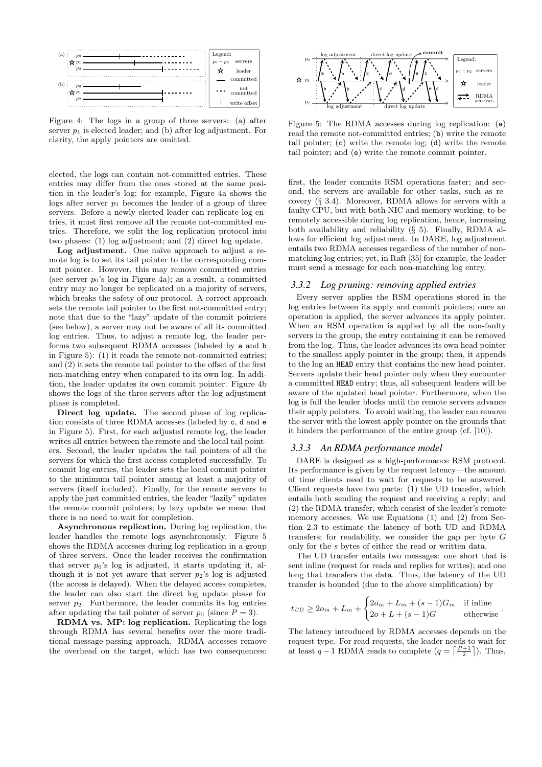Figure 4: The logs in a group of three servers: (a) after server $p_1$ is elected leader; and (b) after log adjustment. For clarity, the apply pointers are omitted.

Figure 5: The RDMA accesses during log replication: (a) read the remote not-committed entries; (b) write the remote tail pointer; (c) write the remote log; (d) write the remote tail pointer; and (e) write the remote commit pointer.

elected, the logs can contain not-committed entries. These entries may differ from the ones stored at the same position in the leader's log; for example, Figure 4a shows the logs after server $p_1$ becomes the leader of a group of three servers. Before a newly elected leader can replicate log entries, it must first remove all the remote not-committed entries. Therefore, we split the log replication protocol into two phases: (1) log adjustment; and (2) direct log update.

**Log adjustment.** One naïve approach to adjust a remote log is to set its tail pointer to the corresponding commit pointer. However, this may remove committed entries (see server $p_0$'s log in Figure 4a); as a result, a committed entry may no longer be replicated on a majority of servers, which breaks the safety of our protocol. A correct approach sets the remote tail pointer to the first not-committed entry; note that due to the "lazy" update of the commit pointers (see below), a server may not be aware of all its committed log entries. Thus, to adjust a remote log, the leader performs two subsequent RDMA accesses (labeled by a and b in Figure 5): (1) it reads the remote not-committed entries; and (2) it sets the remote tail pointer to the offset of the first non-matching entry when compared to its own log. In addition, the leader updates its own commit pointer. Figure 4b shows the logs of the three servers after the log adjustment phase is completed.

**Direct log update.** The second phase of log replication consists of three RDMA accesses (labeled by c, d and e in Figure 5). First, for each adjusted remote log, the leader writes all entries between the remote and the local tail pointers. Second, the leader updates the tail pointers of all the servers for which the first access completed successfully. To commit log entries, the leader sets the local commit pointer to the minimum tail pointer among at least a majority of servers (itself included). Finally, for the remote servers to apply the just committed entries, the leader "lazily" updates the remote commit pointers; by lazy update we mean that there is no need to wait for completion.

**Asynchronous replication.** During log replication, the leader handles the remote logs asynchronously. Figure 5 shows the RDMA accesses during log replication in a group of three servers. Once the leader receives the confirmation that server $p_0$'s log is adjusted, it starts updating it, although it is not yet aware that server $p_2$'s log is adjusted (the access is delayed). When the delayed access completes, the leader can also start the direct log update phase for server $p_2$. Furthermore, the leader commits its log entries after updating the tail pointer of server $p_0$ (since $P = 3$).

**RDMA vs. MP: log replication.** Replicating the logs through RDMA has several benefits over the more traditional message-passing approach. RDMA accesses remove the overhead on the target, which has two consequences: first, the leader commits RSM operations faster; and second, the servers are available for other tasks, such as recovery (§ 3.4). Moreover, RDMA allows for servers with a faulty CPU, but with both NIC and memory working, to be remotely accessible during log replication, hence, increasing both availability and reliability (§ 5). Finally, RDMA allows for efficient log adjustment. In DARE, log adjustment entails two RDMA accesses regardless of the number of non-matching log entries; yet, in Raft [35] for example, the leader must send a message for each non-matching log entry.

### 3.3.2 Log pruning: removing applied entries

Every server applies the RSM operations stored in the log entries between its apply and commit pointers; once an operation is applied, the server advances its apply pointer. When an RSM operation is applied by all the non-faulty servers in the group, the entry containing it can be removed from the log. Thus, the leader advances its own head pointer to the smallest apply pointer in the group; then, it appends to the log an HEAD entry that contains the new head pointer. Servers update their head pointer only when they encounter a committed HEAD entry; thus, all subsequent leaders will be aware of the updated head pointer. Furthermore, when the log is full the leader blocks until the remote servers advance their apply pointers. To avoid waiting, the leader can remove the server with the lowest apply pointer on the grounds that it hinders the performance of the entire group (cf. [10]).

### 3.3.3 An RDMA performance model

DARE is designed as a high-performance RSM protocol. Its performance is given by the request latency—the amount of time clients need to wait for requests to be answered. Client requests have two parts: (1) the UD transfer, which entails both sending the request and receiving a reply; and (2) the RDMA transfer, which consist of the leader's remote memory accesses. We use Equations (1) and (2) from Section 2.3 to estimate the latency of both UD and RDMA transfers; for readability, we consider the gap per byte $G$ only for the $s$ bytes of either the read or written data.

The UD transfer entails two messages: one short that is sent inline (request for reads and replies for writes); and one long that transfers the data. Thus, the latency of the UD transfer is bounded (due to the above simplification) by

$$t_{UD} \geq 2o_{in} + L_{in} + \begin{cases} 2o_{in} + L_{in} + (s-1)G_{in} & \text{if inline} \\ 2o + L + (s-1)G & \text{otherwise} \end{cases}.$$

The latency introduced by RDMA accesses depends on the request type. For read requests, the leader needs to wait for at least $q-1$ RDMA reads to complete ($q = \lceil \frac{P+1}{2} \rceil$). Thus,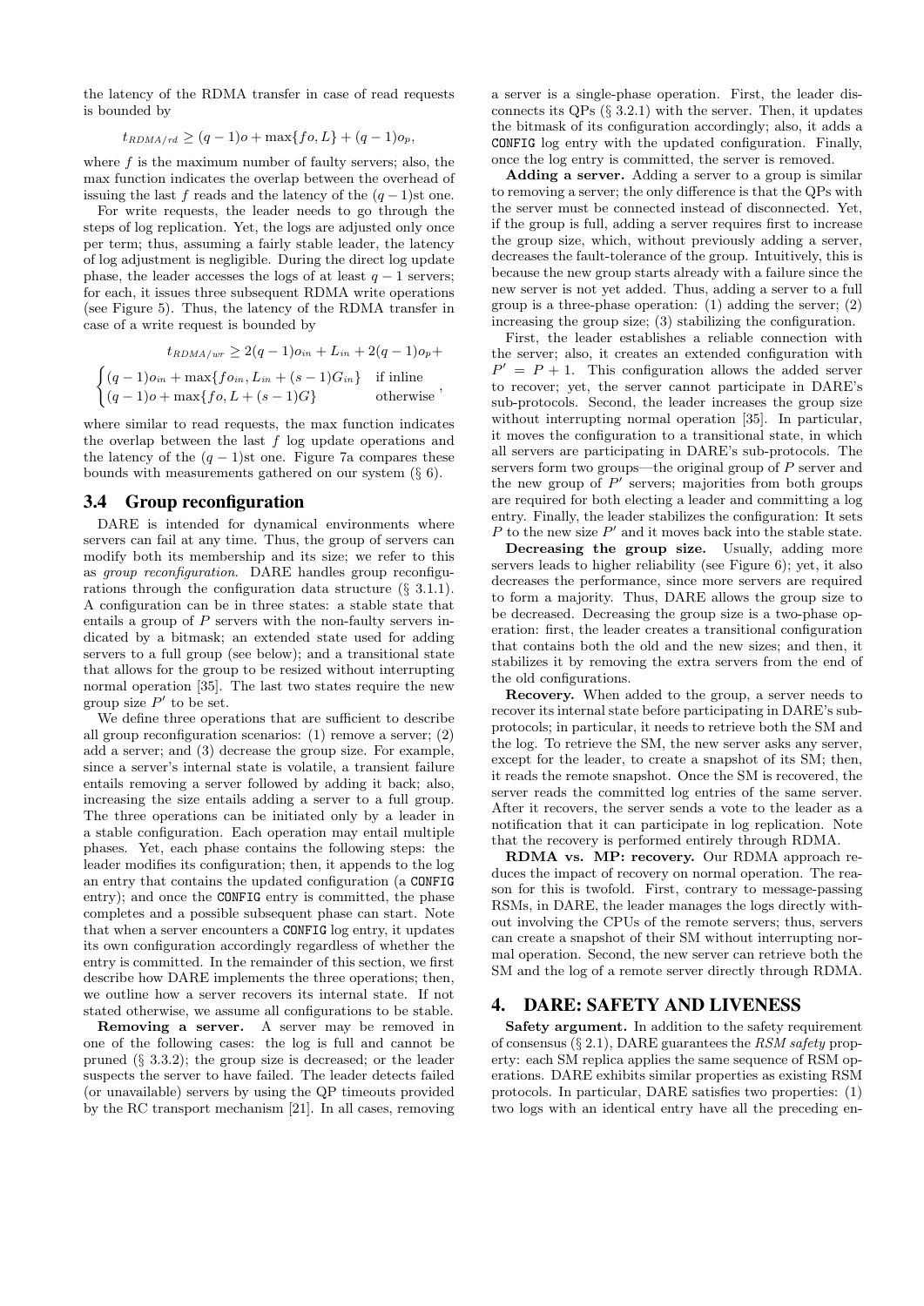the latency of the RDMA transfer in case of read requests is bounded by

$$t_{RDMA/rd} \geq (q-1)o + \max\{fo, L\} + (q-1)o_p,$$

where $f$ is the maximum number of faulty servers; also, the max function indicates the overlap between the overhead of issuing the last $f$ reads and the latency of the $(q-1)$st one.

For write requests, the leader needs to go through the steps of log replication. Yet, the logs are adjusted only once per term; thus, assuming a fairly stable leader, the latency of log adjustment is negligible. During the direct log update phase, the leader accesses the logs of at least $q-1$ servers; for each, it issues three subsequent RDMA write operations (see Figure 5). Thus, the latency of the RDMA transfer in case of a write request is bounded by

$$t_{RDMA/wr} \geq 2(q-1)o_{in} + L_{in} + 2(q-1)o_p +$$
$$\begin{cases} (q-1)o_{in} + \max\{fo_{in}, L_{in} + (s-1)G_{in}\} & \text{if inline} \\ (q-1)o + \max\{fo, L + (s-1)G\} & \text{otherwise} \end{cases},$$

where similar to read requests, the max function indicates the overlap between the last $f$ log update operations and the latency of the $(q-1)$st one. Figure 7a compares these bounds with measurements gathered on our system (§ 6).

## 3.4 Group reconfiguration

DARE is intended for dynamical environments where servers can fail at any time. Thus, the group of servers can modify both its membership and its size; we refer to this as *group reconfiguration*. DARE handles group reconfigurations through the configuration data structure (§ 3.1.1). A configuration can be in three states: a stable state that entails a group of $P$ servers with the non-faulty servers indicated by a bitmask; an extended state used for adding servers to a full group (see below); and a transitional state that allows for the group to be resized without interrupting normal operation [35]. The last two states require the new group size $P'$ to be set.

We define three operations that are sufficient to describe all group reconfiguration scenarios: (1) remove a server; (2) add a server; and (3) decrease the group size. For example, since a server's internal state is volatile, a transient failure entails removing a server followed by adding it back; also, increasing the size entails adding a server to a full group. The three operations can be initiated only by a leader in a stable configuration. Each operation may entail multiple phases. Yet, each phase contains the following steps: the leader modifies its configuration; then, it appends to the log an entry that contains the updated configuration (a `CONFIG` entry); and once the `CONFIG` entry is committed, the phase completes and a possible subsequent phase can start. Note that when a server encounters a `CONFIG` log entry, it updates its own configuration accordingly regardless of whether the entry is committed. In the remainder of this section, we first describe how DARE implements the three operations; then, we outline how a server recovers its internal state. If not stated otherwise, we assume all configurations to be stable.

**Removing a server.** A server may be removed in one of the following cases: the log is full and cannot be pruned (§ 3.3.2); the group size is decreased; or the leader suspects the server to have failed. The leader detects failed (or unavailable) servers by using the QP timeouts provided by the RC transport mechanism [21]. In all cases, removing a server is a single-phase operation. First, the leader disconnects its QPs (§ 3.2.1) with the server. Then, it updates the bitmask of its configuration accordingly; also, it adds a `CONFIG` log entry with the updated configuration. Finally, once the log entry is committed, the server is removed.

**Adding a server.** Adding a server to a group is similar to removing a server; the only difference is that the QPs with the server must be connected instead of disconnected. Yet, if the group is full, adding a server requires first to increase the group size, which, without previously adding a server, decreases the fault-tolerance of the group. Intuitively, this is because the new group starts already with a failure since the new server is not yet added. Thus, adding a server to a full group is a three-phase operation: (1) adding the server; (2) increasing the group size; (3) stabilizing the configuration.

First, the leader establishes a reliable connection with the server; also, it creates an extended configuration with $P' = P + 1$. This configuration allows the added server to recover; yet, the server cannot participate in DARE's sub-protocols. Second, the leader increases the group size without interrupting normal operation [35]. In particular, it moves the configuration to a transitional state, in which all servers are participating in DARE's sub-protocols. The servers form two groups—the original group of $P$ server and the new group of $P'$ servers; majorities from both groups are required for both electing a leader and committing a log entry. Finally, the leader stabilizes the configuration: It sets $P$ to the new size $P'$ and it moves back into the stable state.

**Decreasing the group size.** Usually, adding more servers leads to higher reliability (see Figure 6); yet, it also decreases the performance, since more servers are required to form a majority. Thus, DARE allows the group size to be decreased. Decreasing the group size is a two-phase operation: first, the leader creates a transitional configuration that contains both the old and the new sizes; and then, it stabilizes it by removing the extra servers from the end of the old configurations.

**Recovery.** When added to the group, a server needs to recover its internal state before participating in DARE's sub-protocols; in particular, it needs to retrieve both the SM and the log. To retrieve the SM, the new server asks any server, except for the leader, to create a snapshot of its SM; then, it reads the remote snapshot. Once the SM is recovered, the server reads the committed log entries of the same server. After it recovers, the server sends a vote to the leader as a notification that it can participate in log replication. Note that the recovery is performed entirely through RDMA.

**RDMA vs. MP: recovery.** Our RDMA approach reduces the impact of recovery on normal operation. The reason for this is twofold. First, contrary to message-passing RSMs, in DARE, the leader manages the logs directly without involving the CPUs of the remote servers; thus, servers can create a snapshot of their SM without interrupting normal operation. Second, the new server can retrieve both the SM and the log of a remote server directly through RDMA.

# 4. DARE: SAFETY AND LIVENESS

**Safety argument.** In addition to the safety requirement of consensus (§ 2.1), DARE guarantees the *RSM safety* property: each SM replica applies the same sequence of RSM operations. DARE exhibits similar properties as existing RSM protocols. In particular, DARE satisfies two properties: (1) two logs with an identical entry have all the preceding en-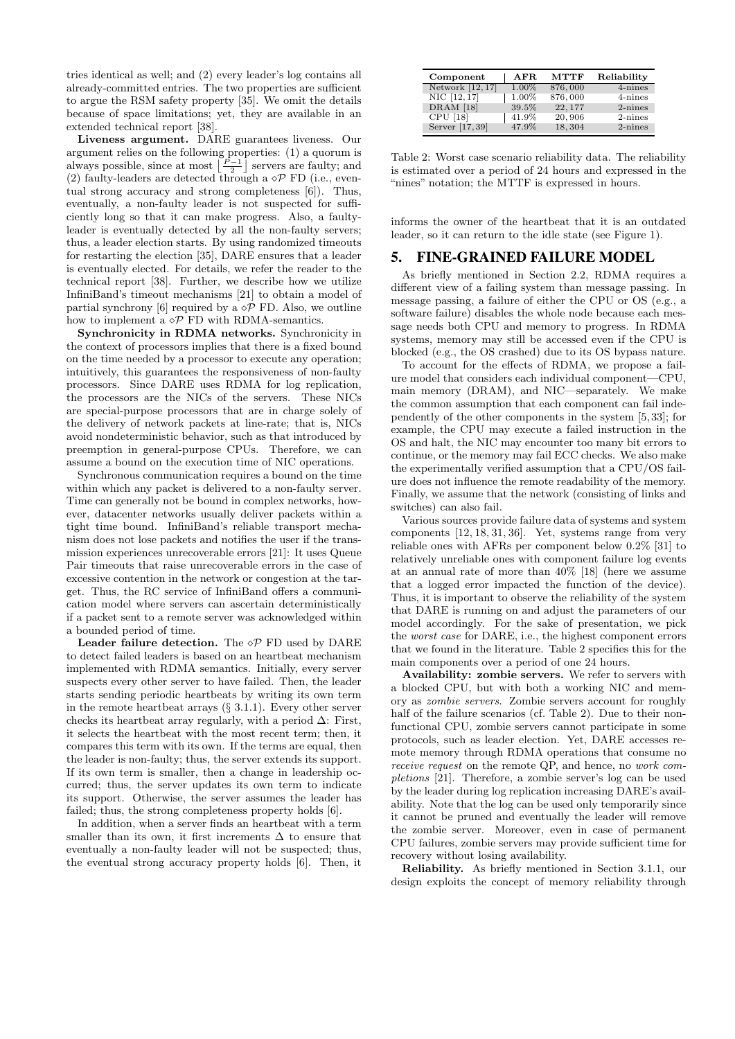tries identical as well; and (2) every leader's log contains all already-committed entries. The two properties are sufficient to argue the RSM safety property [35]. We omit the details because of space limitations; yet, they are available in an extended technical report [38].

**Liveness argument.** DARE guarantees liveness. Our argument relies on the following properties: (1) a quorum is always possible, since at most $\lfloor \frac{P-1}{2} \rfloor$ servers are faulty; and (2) faulty-leaders are detected through a $\diamond\mathcal{P}$ FD (i.e., eventual strong accuracy and strong completeness [6]). Thus, eventually, a non-faulty leader is not suspected for sufficiently long so that it can make progress. Also, a faulty-leader is eventually detected by all the non-faulty servers; thus, a leader election starts. By using randomized timeouts for restarting the election [35], DARE ensures that a leader is eventually elected. For details, we refer the reader to the technical report [38]. Further, we describe how we utilize InfiniBand's timeout mechanisms [21] to obtain a model of partial synchrony [6] required by a $\diamond\mathcal{P}$ FD. Also, we outline how to implement a $\diamond\mathcal{P}$ FD with RDMA-semantics.

**Synchronicity in RDMA networks.** Synchronicity in the context of processors implies that there is a fixed bound on the time needed by a processor to execute any operation; intuitively, this guarantees the responsiveness of non-faulty processors. Since DARE uses RDMA for log replication, the processors are the NICs of the servers. These NICs are special-purpose processors that are in charge solely of the delivery of network packets at line-rate; that is, NICs avoid nondeterministic behavior, such as that introduced by preemption in general-purpose CPUs. Therefore, we can assume a bound on the execution time of NIC operations.

Synchronous communication requires a bound on the time within which any packet is delivered to a non-faulty server. Time can generally not be bound in complex networks, however, datacenter networks usually deliver packets within a tight time bound. InfiniBand's reliable transport mechanism does not lose packets and notifies the user if the transmission experiences unrecoverable errors [21]: It uses Queue Pair timeouts that raise unrecoverable errors in the case of excessive contention in the network or congestion at the target. Thus, the RC service of InfiniBand offers a communication model where servers can ascertain deterministically if a packet sent to a remote server was acknowledged within a bounded period of time.

**Leader failure detection.** The $\diamond\mathcal{P}$ FD used by DARE to detect failed leaders is based on an heartbeat mechanism implemented with RDMA semantics. Initially, every server suspects every other server to have failed. Then, the leader starts sending periodic heartbeats by writing its own term in the remote heartbeat arrays (§ 3.1.1). Every other server checks its heartbeat array regularly, with a period $\Delta$: First, it selects the heartbeat with the most recent term; then, it compares this term with its own. If the terms are equal, then the leader is non-faulty; thus, the server extends its support. If its own term is smaller, then a change in leadership occurred; thus, the server updates its own term to indicate its support. Otherwise, the server assumes the leader has failed; thus, the strong completeness property holds [6].

In addition, when a server finds an heartbeat with a term smaller than its own, it first increments $\Delta$ to ensure that eventually a non-faulty leader will not be suspected; thus, the eventual strong accuracy property holds [6]. Then, it informs the owner of the heartbeat that it is an outdated leader, so it can return to the idle state (see Figure 1).

| Component | AFR | MTTF | Reliability |
|---|---|---|---|
| Network [12, 17] | 1.00% | 876,000 | 4-nines |
| NIC [12, 17] | 1.00% | 876,000 | 4-nines |
| DRAM [18] | 39.5% | 22,177 | 2-nines |
| CPU [18] | 41.9% | 20,906 | 2-nines |
| Server [17, 39] | 47.9% | 18,304 | 2-nines |

Table 2: Worst case scenario reliability data. The reliability is estimated over a period of 24 hours and expressed in the "nines" notation; the MTTF is expressed in hours.

## 5. FINE-GRAINED FAILURE MODEL

As briefly mentioned in Section 2.2, RDMA requires a different view of a failing system than message passing. In message passing, a failure of either the CPU or OS (e.g., a software failure) disables the whole node because each message needs both CPU and memory to progress. In RDMA systems, memory may still be accessed even if the CPU is blocked (e.g., the OS crashed) due to its OS bypass nature.

To account for the effects of RDMA, we propose a failure model that considers each individual component—CPU, main memory (DRAM), and NIC—separately. We make the common assumption that each component can fail independently of the other components in the system [5, 33]; for example, the CPU may execute a failed instruction in the OS and halt, the NIC may encounter too many bit errors to continue, or the memory may fail ECC checks. We also make the experimentally verified assumption that a CPU/OS failure does not influence the remote readability of the memory. Finally, we assume that the network (consisting of links and switches) can also fail.

Various sources provide failure data of systems and system components [12, 18, 31, 36]. Yet, systems range from very reliable ones with AFRs per component below 0.2% [31] to relatively unreliable ones with component failure log events at an annual rate of more than 40% [18] (here we assume that a logged error impacted the function of the device). Thus, it is important to observe the reliability of the system that DARE is running on and adjust the parameters of our model accordingly. For the sake of presentation, we pick the *worst case* for DARE, i.e., the highest component errors that we found in the literature. Table 2 specifies this for the main components over a period of one 24 hours.

**Availability: zombie servers.** We refer to servers with a blocked CPU, but with both a working NIC and memory as *zombie servers*. Zombie servers account for roughly half of the failure scenarios (cf. Table 2). Due to their nonfunctional CPU, zombie servers cannot participate in some protocols, such as leader election. Yet, DARE accesses remote memory through RDMA operations that consume no *receive request* on the remote QP, and hence, no *work completions* [21]. Therefore, a zombie server's log can be used by the leader during log replication increasing DARE's availability. Note that the log can be used only temporarily since it cannot be pruned and eventually the leader will remove the zombie server. Moreover, even in case of permanent CPU failures, zombie servers may provide sufficient time for recovery without losing availability.

**Reliability.** As briefly mentioned in Section 3.1.1, our design exploits the concept of memory reliability through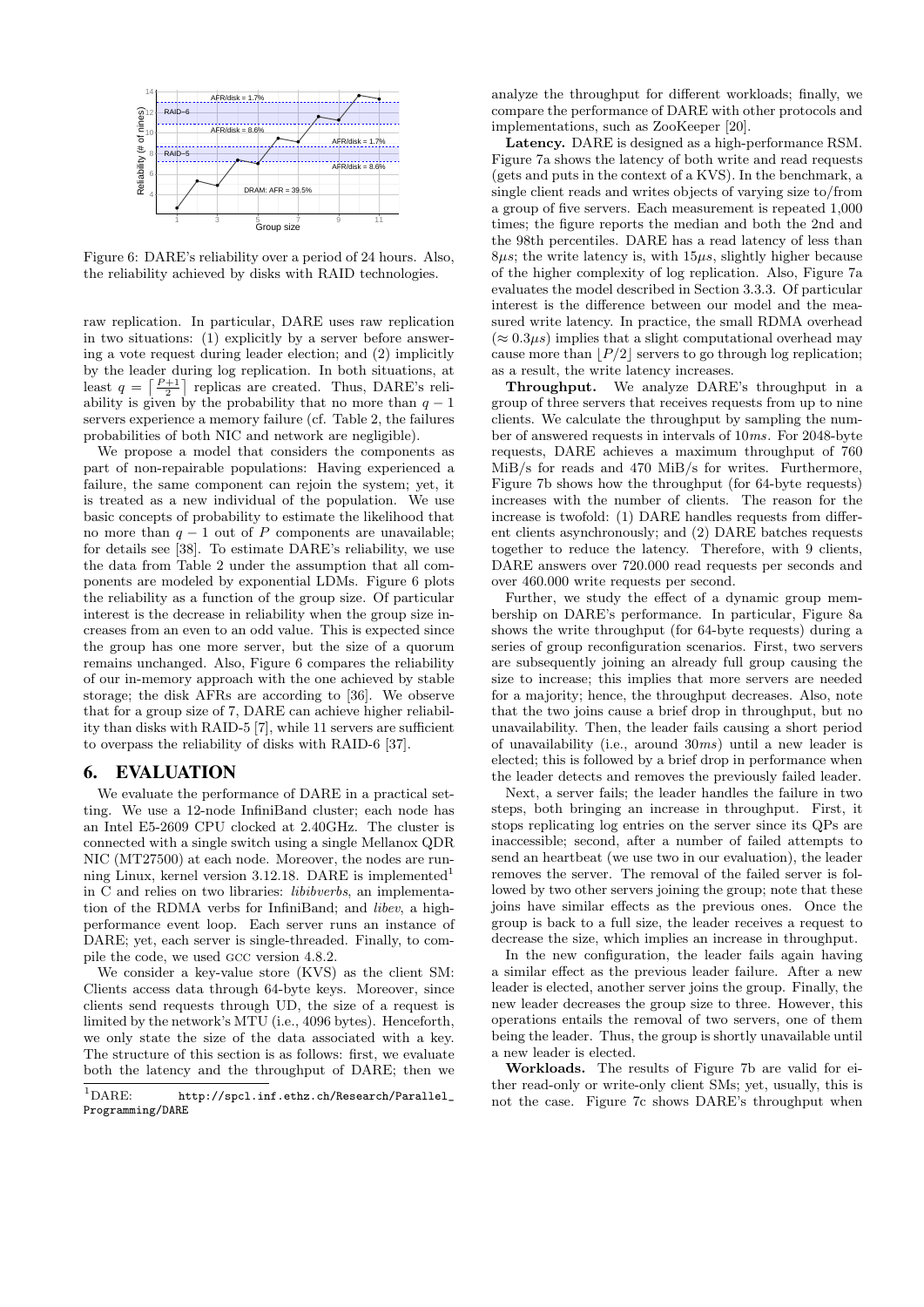Figure 6: DARE's reliability over a period of 24 hours. Also, the reliability achieved by disks with RAID technologies.

raw replication. In particular, DARE uses raw replication in two situations: (1) explicitly by a server before answering a vote request during leader election; and (2) implicitly by the leader during log replication. In both situations, at least $q = \left\lceil \frac{P+1}{2} \right\rceil$ replicas are created. Thus, DARE's reliability is given by the probability that no more than $q-1$ servers experience a memory failure (cf. Table 2, the failures probabilities of both NIC and network are negligible).

We propose a model that considers the components as part of non-repairable populations: Having experienced a failure, the same component can rejoin the system; yet, it is treated as a new individual of the population. We use basic concepts of probability to estimate the likelihood that no more than $q-1$ out of $P$ components are unavailable; for details see [38]. To estimate DARE's reliability, we use the data from Table 2 under the assumption that all components are modeled by exponential LDMs. Figure 6 plots the reliability as a function of the group size. Of particular interest is the decrease in reliability when the group size increases from an even to an odd value. This is expected since the group has one more server, but the size of a quorum remains unchanged. Also, Figure 6 compares the reliability of our in-memory approach with the one achieved by stable storage; the disk AFRs are according to [36]. We observe that for a group size of 7, DARE can achieve higher reliability than disks with RAID-5 [7], while 11 servers are sufficient to overpass the reliability of disks with RAID-6 [37].

## 6. EVALUATION

We evaluate the performance of DARE in a practical setting. We use a 12-node InfiniBand cluster; each node has an Intel E5-2609 CPU clocked at 2.40GHz. The cluster is connected with a single switch using a single Mellanox QDR NIC (MT27500) at each node. Moreover, the nodes are running Linux, kernel version 3.12.18. DARE is implemented[1] in C and relies on two libraries: *libibverbs*, an implementation of the RDMA verbs for InfiniBand; and *libev*, a high-performance event loop. Each server runs an instance of DARE; yet, each server is single-threaded. Finally, to compile the code, we used GCC version 4.8.2.

We consider a key-value store (KVS) as the client SM: Clients access data through 64-byte keys. Moreover, since clients send requests through UD, the size of a request is limited by the network's MTU (i.e., 4096 bytes). Henceforth, we only state the size of the data associated with a key. The structure of this section is as follows: first, we evaluate both the latency and the throughput of DARE; then we analyze the throughput for different workloads; finally, we compare the performance of DARE with other protocols and implementations, such as ZooKeeper [20].

**Latency.** DARE is designed as a high-performance RSM. Figure 7a shows the latency of both write and read requests (gets and puts in the context of a KVS). In the benchmark, a single client reads and writes objects of varying size to/from a group of five servers. Each measurement is repeated 1,000 times; the figure reports the median and both the 2nd and the 98th percentiles. DARE has a read latency of less than $8\mu s$; the write latency is, with $15\mu s$, slightly higher because of the higher complexity of log replication. Also, Figure 7a evaluates the model described in Section 3.3.3. Of particular interest is the difference between our model and the measured write latency. In practice, the small RDMA overhead ($\approx 0.3\mu s$) implies that a slight computational overhead may cause more than $\lfloor P/2 \rfloor$ servers to go through log replication; as a result, the write latency increases.

**Throughput.** We analyze DARE's throughput in a group of three servers that receives requests from up to nine clients. We calculate the throughput by sampling the number of answered requests in intervals of $10ms$. For 2048-byte requests, DARE achieves a maximum throughput of 760 MiB/s for reads and 470 MiB/s for writes. Furthermore, Figure 7b shows how the throughput (for 64-byte requests) increases with the number of clients. The reason for the increase is twofold: (1) DARE handles requests from different clients asynchronously; and (2) DARE batches requests together to reduce the latency. Therefore, with 9 clients, DARE answers over 720.000 read requests per seconds and over 460.000 write requests per second.

Further, we study the effect of a dynamic group membership on DARE's performance. In particular, Figure 8a shows the write throughput (for 64-byte requests) during a series of group reconfiguration scenarios. First, two servers are subsequently joining an already full group causing the size to increase; this implies that more servers are needed for a majority; hence, the throughput decreases. Also, note that the two joins cause a brief drop in throughput, but no unavailability. Then, the leader fails causing a short period of unavailability (i.e., around $30ms$) until a new leader is elected; this is followed by a brief drop in performance when the leader detects and removes the previously failed leader.

Next, a server fails; the leader handles the failure in two steps, both bringing an increase in throughput. First, it stops replicating log entries on the server since its QPs are inaccessible; second, after a number of failed attempts to send an heartbeat (we use two in our evaluation), the leader removes the server. The removal of the failed server is followed by two other servers joining the group; note that these joins have similar effects as the previous ones. Once the group is back to a full size, the leader receives a request to decrease the size, which implies an increase in throughput.

In the new configuration, the leader fails again having a similar effect as the previous leader failure. After a new leader is elected, another server joins the group. Finally, the new leader decreases the group size to three. However, this operations entails the removal of two servers, one of them being the leader. Thus, the group is shortly unavailable until a new leader is elected.

**Workloads.** The results of Figure 7b are valid for either read-only or write-only client SMs; yet, usually, this is not the case. Figure 7c shows DARE's throughput when

[1] DARE: http://spcl.inf.ethz.ch/Research/Parallel_Programming/DARE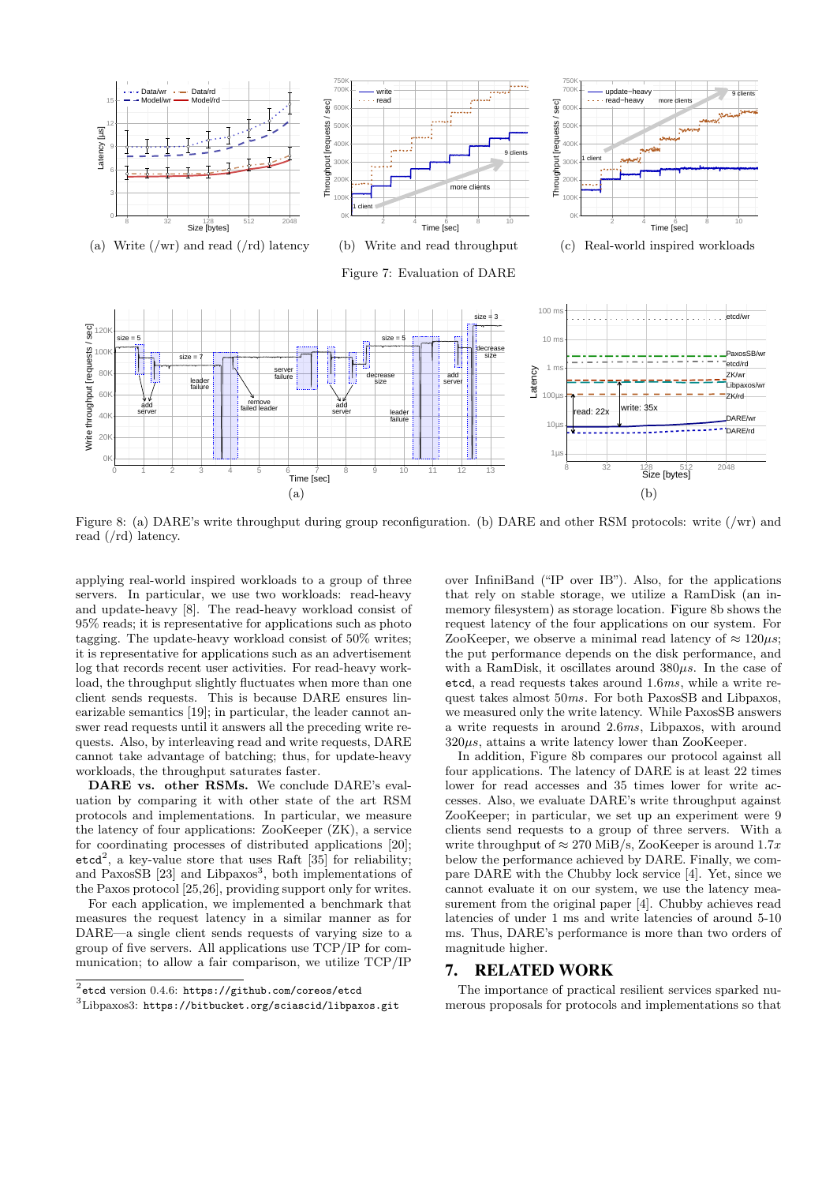(a) Write (/wr) and read (/rd) latency

(b) Write and read throughput

(c) Real-world inspired workloads

Figure 7: Evaluation of DARE

(a)

(b)

Figure 8: (a) DARE's write throughput during group reconfiguration. (b) DARE and other RSM protocols: write (/wr) and read (/rd) latency.

applying real-world inspired workloads to a group of three servers. In particular, we use two workloads: read-heavy and update-heavy [8]. The read-heavy workload consist of 95% reads; it is representative for applications such as photo tagging. The update-heavy workload consist of 50% writes; it is representative for applications such as an advertisement log that records recent user activities. For read-heavy workload, the throughput slightly fluctuates when more than one client sends requests. This is because DARE ensures linearizable semantics [19]; in particular, the leader cannot answer read requests until it answers all the preceding write requests. Also, by interleaving read and write requests, DARE cannot take advantage of batching; thus, for update-heavy workloads, the throughput saturates faster.

**DARE vs. other RSMs.** We conclude DARE's evaluation by comparing it with other state of the art RSM protocols and implementations. In particular, we measure the latency of four applications: ZooKeeper (ZK), a service for coordinating processes of distributed applications [20]; etcd[2], a key-value store that uses Raft [35] for reliability; and PaxosSB [23] and Libpaxos[3], both implementations of the Paxos protocol [25,26], providing support only for writes.

For each application, we implemented a benchmark that measures the request latency in a similar manner as for DARE—a single client sends requests of varying size to a group of five servers. All applications use TCP/IP for communication; to allow a fair comparison, we utilize TCP/IP over InfiniBand ("IP over IB"). Also, for the applications that rely on stable storage, we utilize a RamDisk (an in-memory filesystem) as storage location. Figure 8b shows the request latency of the four applications on our system. For ZooKeeper, we observe a minimal read latency of $\approx 120\mu s$; the put performance depends on the disk performance, and with a RamDisk, it oscillates around $380\mu s$. In the case of etcd, a read requests takes around $1.6ms$, while a write request takes almost $50ms$. For both PaxosSB and Libpaxos, we measured only the write latency. While PaxosSB answers a write requests in around $2.6ms$, Libpaxos, with around $320\mu s$, attains a write latency lower than ZooKeeper.

In addition, Figure 8b compares our protocol against all four applications. The latency of DARE is at least 22 times lower for read accesses and 35 times lower for write accesses. Also, we evaluate DARE's write throughput against ZooKeeper; in particular, we set up an experiment were 9 clients send requests to a group of three servers. With a write throughput of $\approx 270$ MiB/s, ZooKeeper is around $1.7x$ below the performance achieved by DARE. Finally, we compare DARE with the Chubby lock service [4]. Yet, since we cannot evaluate it on our system, we use the latency measurement from the original paper [4]. Chubby achieves read latencies of under 1 ms and write latencies of around 5-10 ms. Thus, DARE's performance is more than two orders of magnitude higher.

## 7. RELATED WORK

The importance of practical resilient services sparked numerous proposals for protocols and implementations so that

---

[2] etcd version 0.4.6: https://github.com/coreos/etcd

[3] Libpaxos3: https://bitbucket.org/sciascid/libpaxos.git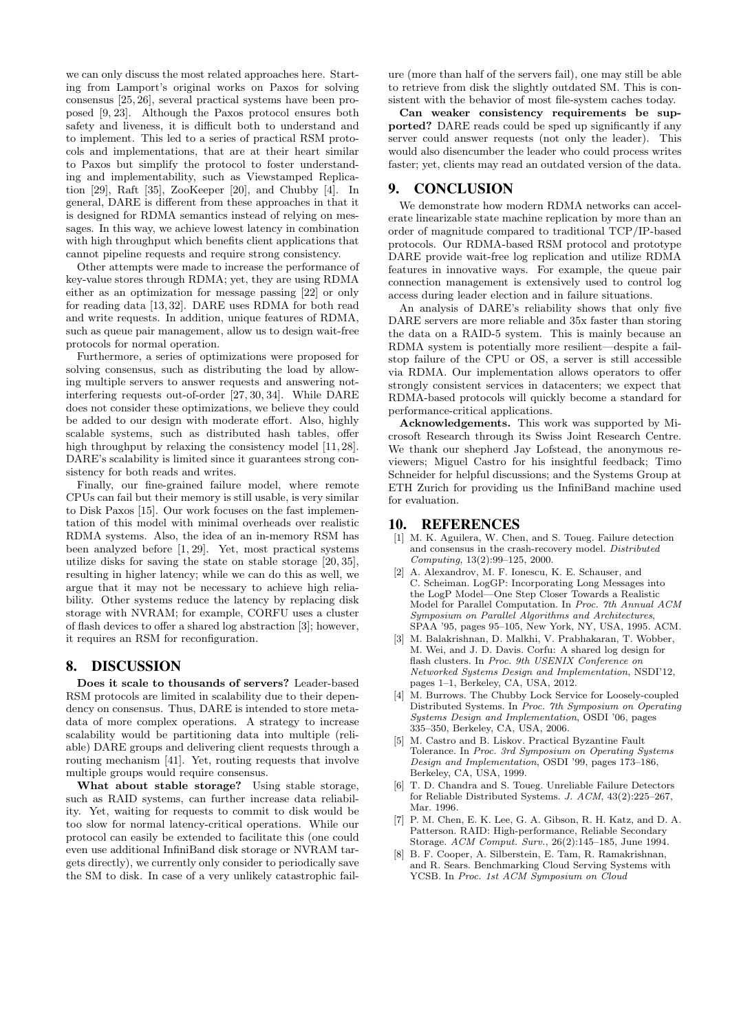we can only discuss the most related approaches here. Starting from Lamport's original works on Paxos for solving consensus [25, 26], several practical systems have been proposed [9, 23]. Although the Paxos protocol ensures both safety and liveness, it is difficult both to understand and to implement. This led to a series of practical RSM protocols and implementations, that are at their heart similar to Paxos but simplify the protocol to foster understanding and implementability, such as Viewstamped Replication [29], Raft [35], ZooKeeper [20], and Chubby [4]. In general, DARE is different from these approaches in that it is designed for RDMA semantics instead of relying on messages. In this way, we achieve lowest latency in combination with high throughput which benefits client applications that cannot pipeline requests and require strong consistency.

Other attempts were made to increase the performance of key-value stores through RDMA; yet, they are using RDMA either as an optimization for message passing [22] or only for reading data [13, 32]. DARE uses RDMA for both read and write requests. In addition, unique features of RDMA, such as queue pair management, allow us to design wait-free protocols for normal operation.

Furthermore, a series of optimizations were proposed for solving consensus, such as distributing the load by allowing multiple servers to answer requests and answering not-interfering requests out-of-order [27, 30, 34]. While DARE does not consider these optimizations, we believe they could be added to our design with moderate effort. Also, highly scalable systems, such as distributed hash tables, offer high throughput by relaxing the consistency model [11, 28]. DARE's scalability is limited since it guarantees strong consistency for both reads and writes.

Finally, our fine-grained failure model, where remote CPUs can fail but their memory is still usable, is very similar to Disk Paxos [15]. Our work focuses on the fast implementation of this model with minimal overheads over realistic RDMA systems. Also, the idea of an in-memory RSM has been analyzed before [1, 29]. Yet, most practical systems utilize disks for saving the state on stable storage [20, 35], resulting in higher latency; while we can do this as well, we argue that it may not be necessary to achieve high reliability. Other systems reduce the latency by replacing disk storage with NVRAM; for example, CORFU uses a cluster of flash devices to offer a shared log abstraction [3]; however, it requires an RSM for reconfiguration.

## 8. DISCUSSION

**Does it scale to thousands of servers?** Leader-based RSM protocols are limited in scalability due to their dependency on consensus. Thus, DARE is intended to store metadata of more complex operations. A strategy to increase scalability would be partitioning data into multiple (reliable) DARE groups and delivering client requests through a routing mechanism [41]. Yet, routing requests that involve multiple groups would require consensus.

**What about stable storage?** Using stable storage, such as RAID systems, can further increase data reliability. Yet, waiting for requests to commit to disk would be too slow for normal latency-critical operations. While our protocol can easily be extended to facilitate this (one could even use additional InfiniBand disk storage or NVRAM targets directly), we currently only consider to periodically save the SM to disk. In case of a very unlikely catastrophic failure (more than half of the servers fail), one may still be able to retrieve from disk the slightly outdated SM. This is consistent with the behavior of most file-system caches today.

**Can weaker consistency requirements be supported?** DARE reads could be sped up significantly if any server could answer requests (not only the leader). This would also disencumber the leader who could process writes faster; yet, clients may read an outdated version of the data.

## 9. CONCLUSION

We demonstrate how modern RDMA networks can accelerate linearizable state machine replication by more than an order of magnitude compared to traditional TCP/IP-based protocols. Our RDMA-based RSM protocol and prototype DARE provide wait-free log replication and utilize RDMA features in innovative ways. For example, the queue pair connection management is extensively used to control log access during leader election and in failure situations.

An analysis of DARE's reliability shows that only five DARE servers are more reliable and 35x faster than storing the data on a RAID-5 system. This is mainly because an RDMA system is potentially more resilient—despite a fail-stop failure of the CPU or OS, a server is still accessible via RDMA. Our implementation allows operators to offer strongly consistent services in datacenters; we expect that RDMA-based protocols will quickly become a standard for performance-critical applications.

**Acknowledgements.** This work was supported by Microsoft Research through its Swiss Joint Research Centre. We thank our shepherd Jay Lofstead, the anonymous reviewers; Miguel Castro for his insightful feedback; Timo Schneider for helpful discussions; and the Systems Group at ETH Zurich for providing us the InfiniBand machine used for evaluation.

## 10. REFERENCES

[1] M. K. Aguilera, W. Chen, and S. Toueg. Failure detection and consensus in the crash-recovery model. *Distributed Computing*, 13(2):99–125, 2000.

[2] A. Alexandrov, M. F. Ionescu, K. E. Schauser, and C. Scheiman. LogGP: Incorporating Long Messages into the LogP Model—One Step Closer Towards a Realistic Model for Parallel Computation. In *Proc. 7th Annual ACM Symposium on Parallel Algorithms and Architectures*, SPAA '95, pages 95–105, New York, NY, USA, 1995. ACM.

[3] M. Balakrishnan, D. Malkhi, V. Prabhakaran, T. Wobber, M. Wei, and J. D. Davis. Corfu: A shared log design for flash clusters. In *Proc. 9th USENIX Conference on Networked Systems Design and Implementation*, NSDI'12, pages 1–1, Berkeley, CA, USA, 2012.

[4] M. Burrows. The Chubby Lock Service for Loosely-coupled Distributed Systems. In *Proc. 7th Symposium on Operating Systems Design and Implementation*, OSDI '06, pages 335–350, Berkeley, CA, USA, 2006.

[5] M. Castro and B. Liskov. Practical Byzantine Fault Tolerance. In *Proc. 3rd Symposium on Operating Systems Design and Implementation*, OSDI '99, pages 173–186, Berkeley, CA, USA, 1999.

[6] T. D. Chandra and S. Toueg. Unreliable Failure Detectors for Reliable Distributed Systems. *J. ACM*, 43(2):225–267, Mar. 1996.

[7] P. M. Chen, E. K. Lee, G. A. Gibson, R. H. Katz, and D. A. Patterson. RAID: High-performance, Reliable Secondary Storage. *ACM Comput. Surv.*, 26(2):145–185, June 1994.

[8] B. F. Cooper, A. Silberstein, E. Tam, R. Ramakrishnan, and R. Sears. Benchmarking Cloud Serving Systems with YCSB. In *Proc. 1st ACM Symposium on Cloud*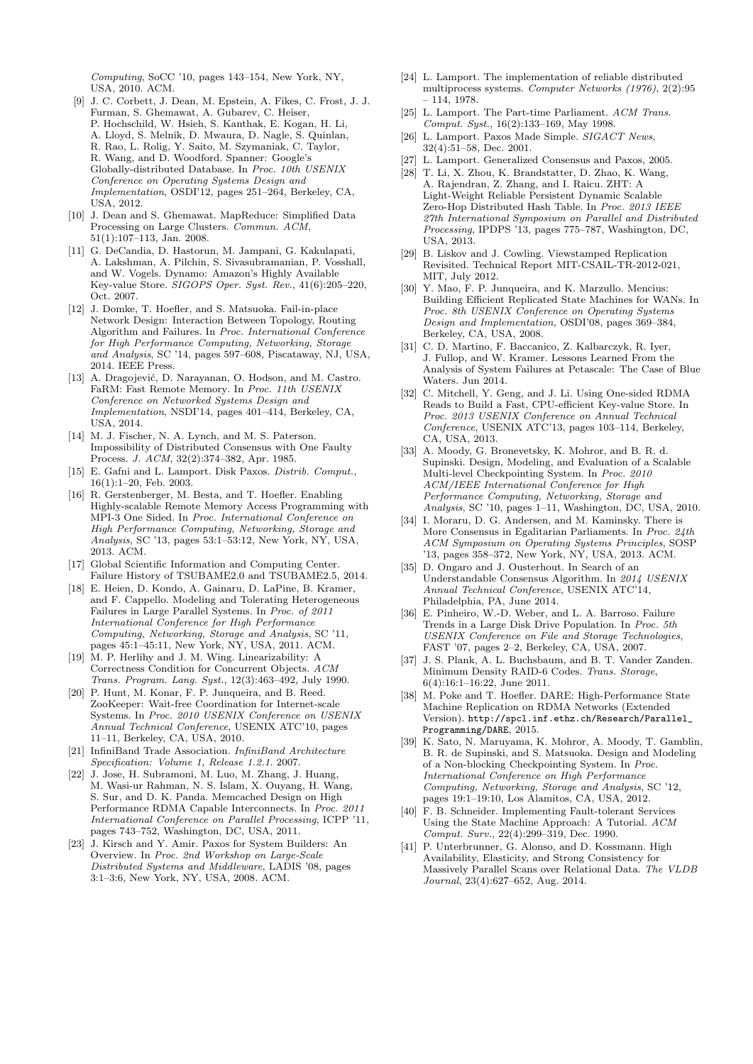*Computing*, SoCC '10, pages 143–154, New York, NY, USA, 2010. ACM.

[9] J. C. Corbett, J. Dean, M. Epstein, A. Fikes, C. Frost, J. J. Furman, S. Ghemawat, A. Gubarev, C. Heiser, P. Hochschild, W. Hsieh, S. Kanthak, E. Kogan, H. Li, A. Lloyd, S. Melnik, D. Mwaura, D. Nagle, S. Quinlan, R. Rao, L. Rolig, Y. Saito, M. Szymaniak, C. Taylor, R. Wang, and D. Woodford. Spanner: Google's Globally-distributed Database. In *Proc. 10th USENIX Conference on Operating Systems Design and Implementation*, OSDI'12, pages 251–264, Berkeley, CA, USA, 2012.

[10] J. Dean and S. Ghemawat. MapReduce: Simplified Data Processing on Large Clusters. *Commun. ACM*, 51(1):107–113, Jan. 2008.

[11] G. DeCandia, D. Hastorun, M. Jampani, G. Kakulapati, A. Lakshman, A. Pilchin, S. Sivasubramanian, P. Vosshall, and W. Vogels. Dynamo: Amazon's Highly Available Key-value Store. *SIGOPS Oper. Syst. Rev.*, 41(6):205–220, Oct. 2007.

[12] J. Domke, T. Hoefler, and S. Matsuoka. Fail-in-place Network Design: Interaction Between Topology, Routing Algorithm and Failures. In *Proc. International Conference for High Performance Computing, Networking, Storage and Analysis*, SC '14, pages 597–608, Piscataway, NJ, USA, 2014. IEEE Press.

[13] A. Dragojević, D. Narayanan, O. Hodson, and M. Castro. FaRM: Fast Remote Memory. In *Proc. 11th USENIX Conference on Networked Systems Design and Implementation*, NSDI'14, pages 401–414, Berkeley, CA, USA, 2014.

[14] M. J. Fischer, N. A. Lynch, and M. S. Paterson. Impossibility of Distributed Consensus with One Faulty Process. *J. ACM*, 32(2):374–382, Apr. 1985.

[15] E. Gafni and L. Lamport. Disk Paxos. *Distrib. Comput.*, 16(1):1–20, Feb. 2003.

[16] R. Gerstenberger, M. Besta, and T. Hoefler. Enabling Highly-scalable Remote Memory Access Programming with MPI-3 One Sided. In *Proc. International Conference on High Performance Computing, Networking, Storage and Analysis*, SC '13, pages 53:1–53:12, New York, NY, USA, 2013. ACM.

[17] Global Scientific Information and Computing Center. Failure History of TSUBAME2.0 and TSUBAME2.5, 2014.

[18] E. Heien, D. Kondo, A. Gainaru, D. LaPine, B. Kramer, and F. Cappello. Modeling and Tolerating Heterogeneous Failures in Large Parallel Systems. In *Proc. of 2011 International Conference for High Performance Computing, Networking, Storage and Analysis*, SC '11, pages 45:1–45:11, New York, NY, USA, 2011. ACM.

[19] M. P. Herlihy and J. M. Wing. Linearizability: A Correctness Condition for Concurrent Objects. *ACM Trans. Program. Lang. Syst.*, 12(3):463–492, July 1990.

[20] P. Hunt, M. Konar, F. P. Junqueira, and B. Reed. ZooKeeper: Wait-free Coordination for Internet-scale Systems. In *Proc. 2010 USENIX Conference on USENIX Annual Technical Conference*, USENIX ATC'10, pages 11–11, Berkeley, CA, USA, 2010.

[21] InfiniBand Trade Association. *InfiniBand Architecture Specification: Volume 1, Release 1.2.1*. 2007.

[22] J. Jose, H. Subramoni, M. Luo, M. Zhang, J. Huang, M. Wasi-ur Rahman, N. S. Islam, X. Ouyang, H. Wang, S. Sur, and D. K. Panda. Memcached Design on High Performance RDMA Capable Interconnects. In *Proc. 2011 International Conference on Parallel Processing*, ICPP '11, pages 743–752, Washington, DC, USA, 2011.

[23] J. Kirsch and Y. Amir. Paxos for System Builders: An Overview. In *Proc. 2nd Workshop on Large-Scale Distributed Systems and Middleware*, LADIS '08, pages 3:1–3:6, New York, NY, USA, 2008. ACM.

[24] L. Lamport. The implementation of reliable distributed multiprocess systems. *Computer Networks (1976)*, 2(2):95 – 114, 1978.

[25] L. Lamport. The Part-time Parliament. *ACM Trans. Comput. Syst.*, 16(2):133–169, May 1998.

[26] L. Lamport. Paxos Made Simple. *SIGACT News*, 32(4):51–58, Dec. 2001.

[27] L. Lamport. Generalized Consensus and Paxos, 2005.

[28] T. Li, X. Zhou, K. Brandstatter, D. Zhao, K. Wang, A. Rajendran, Z. Zhang, and I. Raicu. ZHT: A Light-Weight Reliable Persistent Dynamic Scalable Zero-Hop Distributed Hash Table. In *Proc. 2013 IEEE 27th International Symposium on Parallel and Distributed Processing*, IPDPS '13, pages 775–787, Washington, DC, USA, 2013.

[29] B. Liskov and J. Cowling. Viewstamped Replication Revisited. Technical Report MIT-CSAIL-TR-2012-021, MIT, July 2012.

[30] Y. Mao, F. P. Junqueira, and K. Marzullo. Mencius: Building Efficient Replicated State Machines for WANs. In *Proc. 8th USENIX Conference on Operating Systems Design and Implementation*, OSDI'08, pages 369–384, Berkeley, CA, USA, 2008.

[31] C. D. Martino, F. Baccanico, Z. Kalbarczyk, R. Iyer, J. Fullop, and W. Kramer. Lessons Learned From the Analysis of System Failures at Petascale: The Case of Blue Waters. Jun 2014.

[32] C. Mitchell, Y. Geng, and J. Li. Using One-sided RDMA Reads to Build a Fast, CPU-efficient Key-value Store. In *Proc. 2013 USENIX Conference on Annual Technical Conference*, USENIX ATC'13, pages 103–114, Berkeley, CA, USA, 2013.

[33] A. Moody, G. Bronevetsky, K. Mohror, and B. R. d. Supinski. Design, Modeling, and Evaluation of a Scalable Multi-level Checkpointing System. In *Proc. 2010 ACM/IEEE International Conference for High Performance Computing, Networking, Storage and Analysis*, SC '10, pages 1–11, Washington, DC, USA, 2010.

[34] I. Moraru, D. G. Andersen, and M. Kaminsky. There is More Consensus in Egalitarian Parliaments. In *Proc. 24th ACM Symposium on Operating Systems Principles*, SOSP '13, pages 358–372, New York, NY, USA, 2013. ACM.

[35] D. Ongaro and J. Ousterhout. In Search of an Understandable Consensus Algorithm. In *2014 USENIX Annual Technical Conference*, USENIX ATC'14, Philadelphia, PA, June 2014.

[36] E. Pinheiro, W.-D. Weber, and L. A. Barroso. Failure Trends in a Large Disk Drive Population. In *Proc. 5th USENIX Conference on File and Storage Technologies*, FAST '07, pages 2–2, Berkeley, CA, USA, 2007.

[37] J. S. Plank, A. L. Buchsbaum, and B. T. Vander Zanden. Minimum Density RAID-6 Codes. *Trans. Storage*, 6(4):16:1–16:22, June 2011.

[38] M. Poke and T. Hoefler. DARE: High-Performance State Machine Replication on RDMA Networks (Extended Version). http://spcl.inf.ethz.ch/Research/Parallel_Programming/DARE, 2015.

[39] K. Sato, N. Maruyama, K. Mohror, A. Moody, T. Gamblin, B. R. de Supinski, and S. Matsuoka. Design and Modeling of a Non-blocking Checkpointing System. In *Proc. International Conference on High Performance Computing, Networking, Storage and Analysis*, SC '12, pages 19:1–19:10, Los Alamitos, CA, USA, 2012.

[40] F. B. Schneider. Implementing Fault-tolerant Services Using the State Machine Approach: A Tutorial. *ACM Comput. Surv.*, 22(4):299–319, Dec. 1990.

[41] P. Unterbrunner, G. Alonso, and D. Kossmann. High Availability, Elasticity, and Strong Consistency for Massively Parallel Scans over Relational Data. *The VLDB Journal*, 23(4):627–652, Aug. 2014.